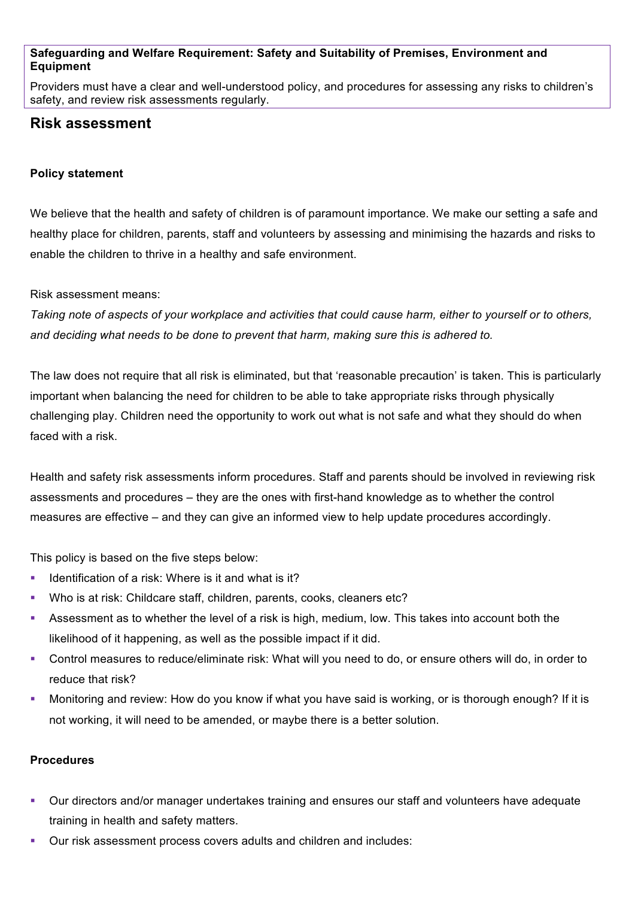**Safeguarding and Welfare Requirement: Safety and Suitability of Premises, Environment and Equipment**

Providers must have a clear and well-understood policy, and procedures for assessing any risks to children's safety, and review risk assessments regularly.

## Risk assessment

**Policy statement**

We believe that the health and safety of children is of paramount importance. We make our setting a safe and healthy place for children, parents, staff and volunteers by assessing and minimising the hazards and risks to enable the children to thrive in a healthy and safe environment.

Risk assessment means:

*Taking note of aspects of your workplace and activities that could cause harm, either to yourself or to others, and deciding what needs to be done to prevent that harm, making sure this is adhered to.*

The law does not require that all risk is eliminated, but that 'reasonable precaution' is taken. This is particularly important when balancing the need for children to be able to take appropriate risks through physically challenging play. Children need the opportunity to work out what is not safe and what they should do when faced with a risk.

Health and safety risk assessments inform procedures. Staff and parents should be involved in reviewing risk assessments and procedures – they are the ones with first-hand knowledge as to whether the control measures are effective – and they can give an informed view to help update procedures accordingly.

This policy is based on the five steps below:

- Identification of a risk: Where is it and what is it?
- Who is at risk: Childcare staff, children, parents, cooks, cleaners etc?
- Assessment as to whether the level of a risk is high, medium, low. This takes into account both the likelihood of it happening, as well as the possible impact if it did.
- Control measures to reduce/eliminate risk: What will you need to do, or ensure others will do, in order to reduce that risk?
- Monitoring and review: How do you know if what you have said is working, or is thorough enough? If it is not working, it will need to be amended, or maybe there is a better solution.

**Procedures**

- Our directors and/or manager undertakes training and ensures our staff and volunteers have adequate training in health and safety matters.
- Our risk assessment process covers adults and children and includes: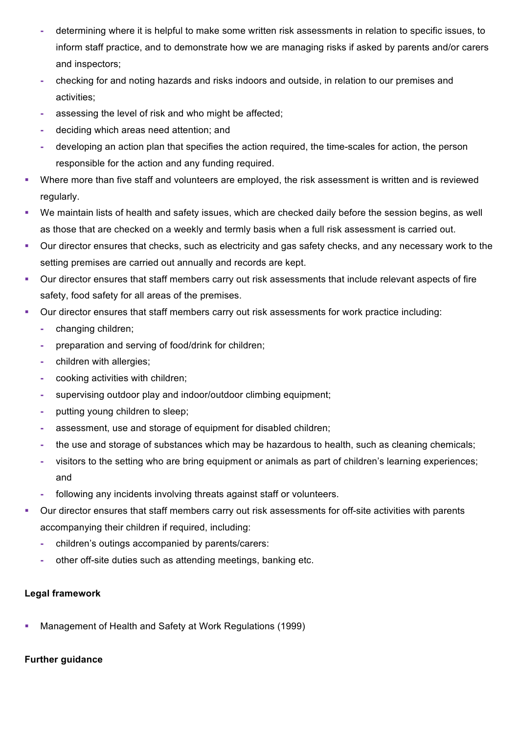- determining where it is helpful to make some written risk assessments in relation to specific issues, to inform staff practice, and to demonstrate how we are managing risks if asked by parents and/or carers and inspectors;
  - checking for and noting hazards and risks indoors and outside, in relation to our premises and activities;
  - assessing the level of risk and who might be affected;
  - deciding which areas need attention; and
  - developing an action plan that specifies the action required, the time-scales for action, the person responsible for the action and any funding required.
- Where more than five staff and volunteers are employed, the risk assessment is written and is reviewed regularly.
- We maintain lists of health and safety issues, which are checked daily before the session begins, as well as those that are checked on a weekly and termly basis when a full risk assessment is carried out.
- Our director ensures that checks, such as electricity and gas safety checks, and any necessary work to the setting premises are carried out annually and records are kept.
- Our director ensures that staff members carry out risk assessments that include relevant aspects of fire safety, food safety for all areas of the premises.
- Our director ensures that staff members carry out risk assessments for work practice including:
  - changing children;
  - preparation and serving of food/drink for children;
  - children with allergies;
  - cooking activities with children;
  - supervising outdoor play and indoor/outdoor climbing equipment;
  - putting young children to sleep;
  - assessment, use and storage of equipment for disabled children;
  - the use and storage of substances which may be hazardous to health, such as cleaning chemicals;
  - visitors to the setting who are bring equipment or animals as part of children's learning experiences; and
  - following any incidents involving threats against staff or volunteers.
- Our director ensures that staff members carry out risk assessments for off-site activities with parents accompanying their children if required, including:
  - children's outings accompanied by parents/carers:
  - other off-site duties such as attending meetings, banking etc.

**Legal framework**

- Management of Health and Safety at Work Regulations (1999)

**Further guidance**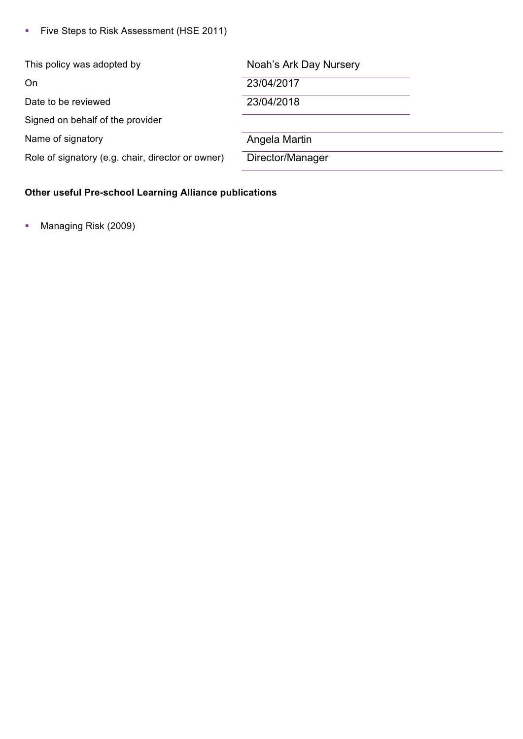- Five Steps to Risk Assessment (HSE 2011)

| | |
|---|---|
| This policy was adopted by | Noah's Ark Day Nursery |
| On | 23/04/2017 |
| Date to be reviewed | 23/04/2018 |
| Signed on behalf of the provider | |
| Name of signatory | Angela Martin |
| Role of signatory (e.g. chair, director or owner) | Director/Manager |

**Other useful Pre-school Learning Alliance publications**

- Managing Risk (2009)